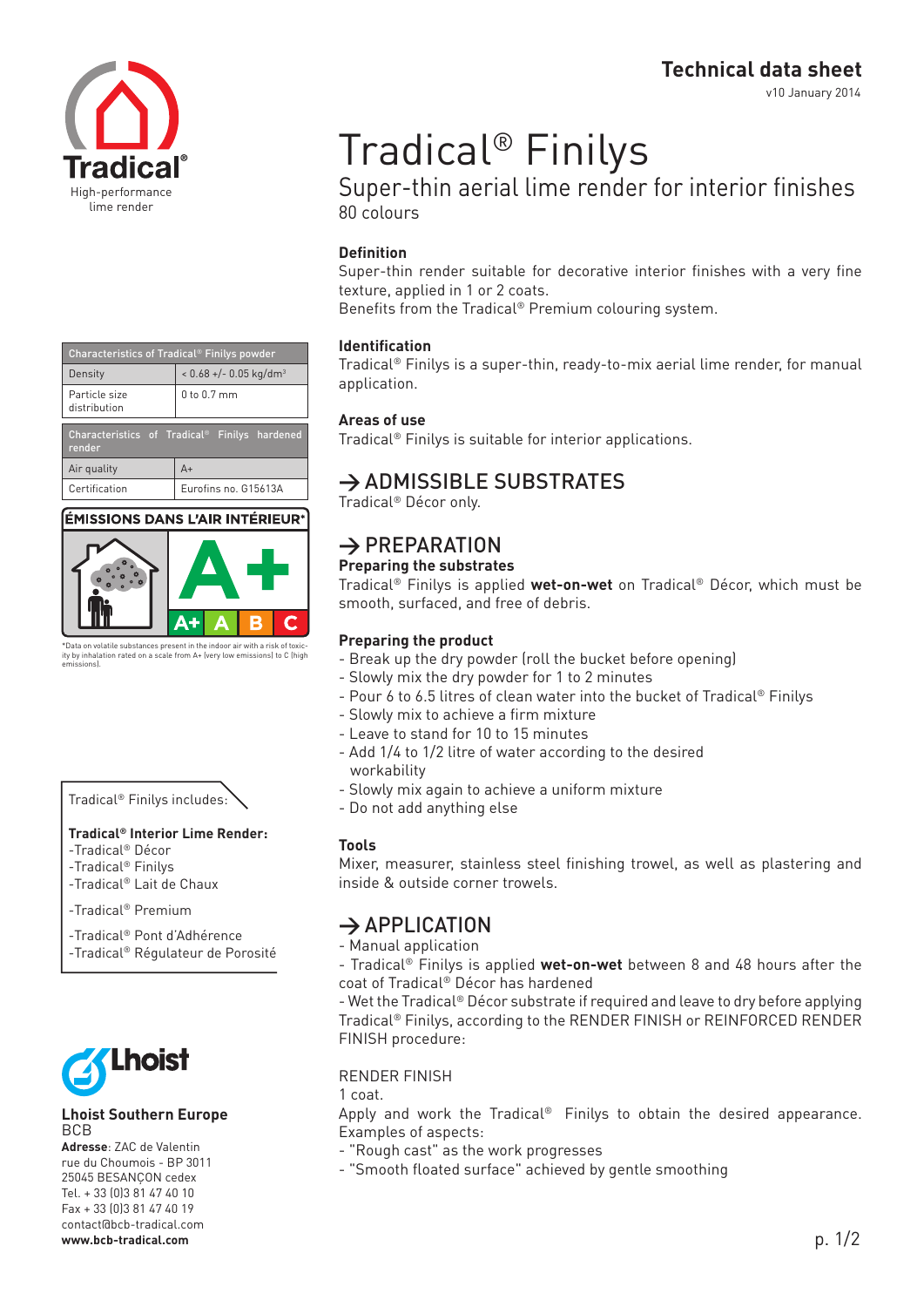Tradical®
High-performance lime render

**Technical data sheet**
v10 January 2014

# Tradical® Finilys

## Super-thin aerial lime render for interior finishes

80 colours

### Definition

Super-thin render suitable for decorative interior finishes with a very fine texture, applied in 1 or 2 coats.
Benefits from the Tradical® Premium colouring system.

### Identification

Tradical® Finilys is a super-thin, ready-to-mix aerial lime render, for manual application.

### Areas of use

Tradical® Finilys is suitable for interior applications.

## → ADMISSIBLE SUBSTRATES

Tradical® Décor only.

## → PREPARATION

### Preparing the substrates

Tradical® Finilys is applied **wet-on-wet** on Tradical® Décor, which must be smooth, surfaced, and free of debris.

### Preparing the product

- Break up the dry powder (roll the bucket before opening)
- Slowly mix the dry powder for 1 to 2 minutes
- Pour 6 to 6.5 litres of clean water into the bucket of Tradical® Finilys
- Slowly mix to achieve a firm mixture
- Leave to stand for 10 to 15 minutes
- Add 1/4 to 1/2 litre of water according to the desired workability
- Slowly mix again to achieve a uniform mixture
- Do not add anything else

### Tools

Mixer, measurer, stainless steel finishing trowel, as well as plastering and inside & outside corner trowels.

## → APPLICATION

- Manual application
- Tradical® Finilys is applied **wet-on-wet** between 8 and 48 hours after the coat of Tradical® Décor has hardened
- Wet the Tradical® Décor substrate if required and leave to dry before applying Tradical® Finilys, according to the RENDER FINISH or REINFORCED RENDER FINISH procedure:

RENDER FINISH
1 coat.
Apply and work the Tradical® Finilys to obtain the desired appearance. Examples of aspects:
- "Rough cast" as the work progresses
- "Smooth floated surface" achieved by gentle smoothing

| Characteristics of Tradical® Finilys powder | |
|---|---|
| Density | < 0.68 +/- 0.05 kg/dm³ |
| Particle size distribution | 0 to 0.7 mm |

| Characteristics of Tradical® Finilys hardened render | |
|---|---|
| Air quality | A+ |
| Certification | Eurofins no. G15613A |

ÉMISSIONS DANS L'AIR INTÉRIEUR*
A+
A+ A B C

*Data on volatile substances present in the indoor air with a risk of toxicity by inhalation rated on a scale from A+ (very low emissions) to C (high emissions).

Tradical® Finilys includes:

**Tradical® Interior Lime Render:**
- Tradical® Décor
- Tradical® Finilys
- Tradical® Lait de Chaux

- Tradical® Premium

- Tradical® Pont d'Adhérence
- Tradical® Régulateur de Porosité

Lhoist

**Lhoist Southern Europe**
BCB
**Adresse**: ZAC de Valentin
rue du Choumois - BP 3011
25045 BESANÇON cedex
Tel. + 33 (0)3 81 47 40 10
Fax + 33 (0)3 81 47 40 19
contact@bcb-tradical.com
**www.bcb-tradical.com**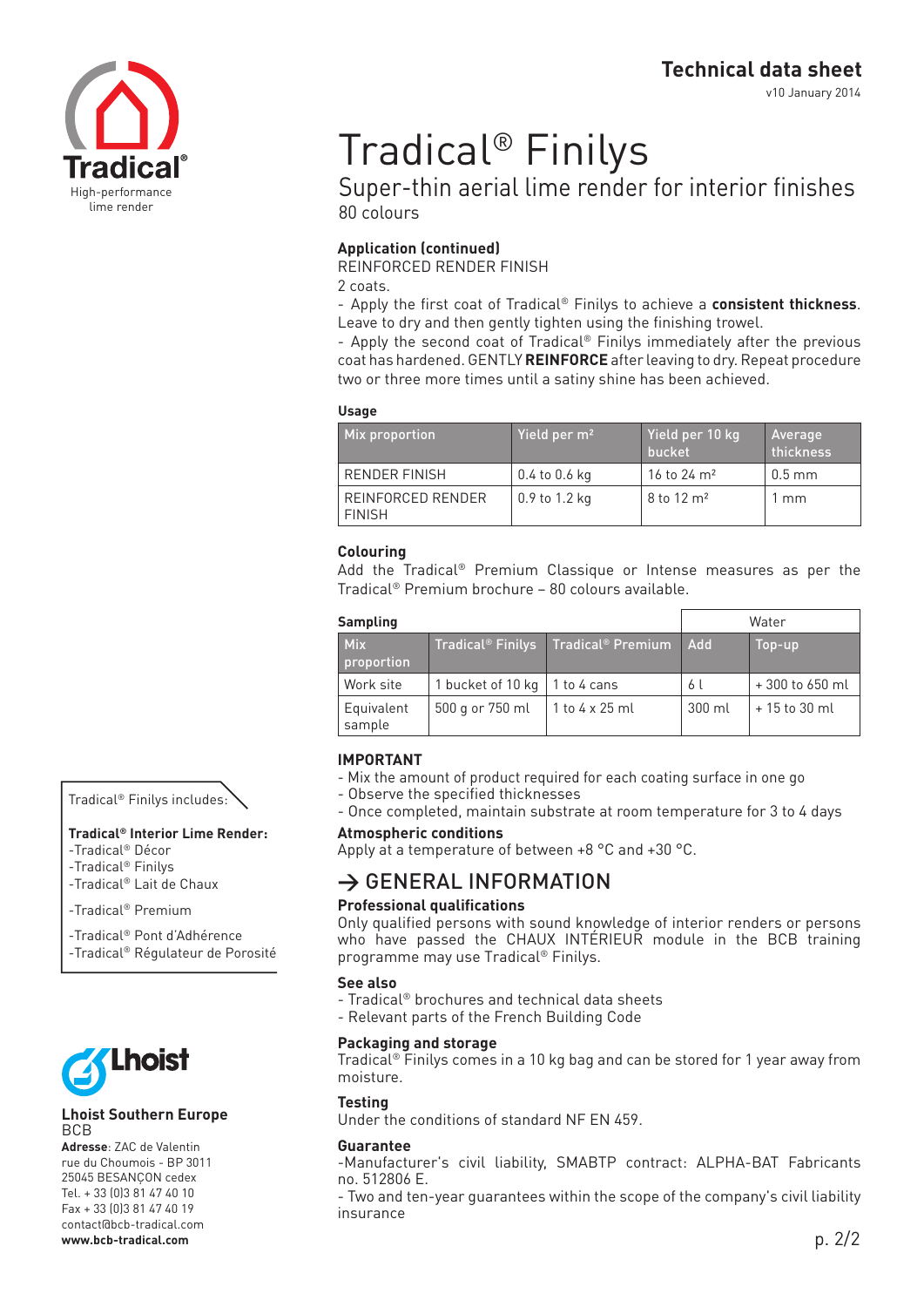# Technical data sheet

v10 January 2014

# Tradical® Finilys

## Super-thin aerial lime render for interior finishes

80 colours

### Application (continued)

REINFORCED RENDER FINISH

2 coats.

- Apply the first coat of Tradical® Finilys to achieve a **consistent thickness**. Leave to dry and then gently tighten using the finishing trowel.
- Apply the second coat of Tradical® Finilys immediately after the previous coat has hardened. GENTLY **REINFORCE** after leaving to dry. Repeat procedure two or three more times until a satiny shine has been achieved.

### Usage

| Mix proportion | Yield per m² | Yield per 10 kg bucket | Average thickness |
|---|---|---|---|
| RENDER FINISH | 0.4 to 0.6 kg | 16 to 24 m² | 0.5 mm |
| REINFORCED RENDER FINISH | 0.9 to 1.2 kg | 8 to 12 m² | 1 mm |

### Colouring

Add the Tradical® Premium Classique or Intense measures as per the Tradical® Premium brochure – 80 colours available.

### Sampling

| | | | Water | |
|---|---|---|---|---|
| Mix proportion | Tradical® Finilys | Tradical® Premium | Add | Top-up |
| Work site | 1 bucket of 10 kg | 1 to 4 cans | 6 l | + 300 to 650 ml |
| Equivalent sample | 500 g or 750 ml | 1 to 4 x 25 ml | 300 ml | + 15 to 30 ml |

### IMPORTANT

- Mix the amount of product required for each coating surface in one go
- Observe the specified thicknesses
- Once completed, maintain substrate at room temperature for 3 to 4 days

### Atmospheric conditions

Apply at a temperature of between +8 °C and +30 °C.

## → GENERAL INFORMATION

### Professional qualifications

Only qualified persons with sound knowledge of interior renders or persons who have passed the CHAUX INTÉRIEUR module in the BCB training programme may use Tradical® Finilys.

### See also

- Tradical® brochures and technical data sheets
- Relevant parts of the French Building Code

### Packaging and storage

Tradical® Finilys comes in a 10 kg bag and can be stored for 1 year away from moisture.

### Testing

Under the conditions of standard NF EN 459.

### Guarantee

-Manufacturer's civil liability, SMABTP contract: ALPHA-BAT Fabricants no. 512806 E.

- Two and ten-year guarantees within the scope of the company's civil liability insurance

---

Tradical® Finilys includes:

**Tradical® Interior Lime Render:**

- Tradical® Décor
- Tradical® Finilys
- Tradical® Lait de Chaux
- Tradical® Premium
- Tradical® Pont d'Adhérence
- Tradical® Régulateur de Porosité

**Lhoist Southern Europe**

BCB

**Adresse**: ZAC de Valentin
rue du Choumois - BP 3011
25045 BESANÇON cedex
Tel. + 33 (0)3 81 47 40 10
Fax + 33 (0)3 81 47 40 19
contact@bcb-tradical.com
**www.bcb-tradical.com**